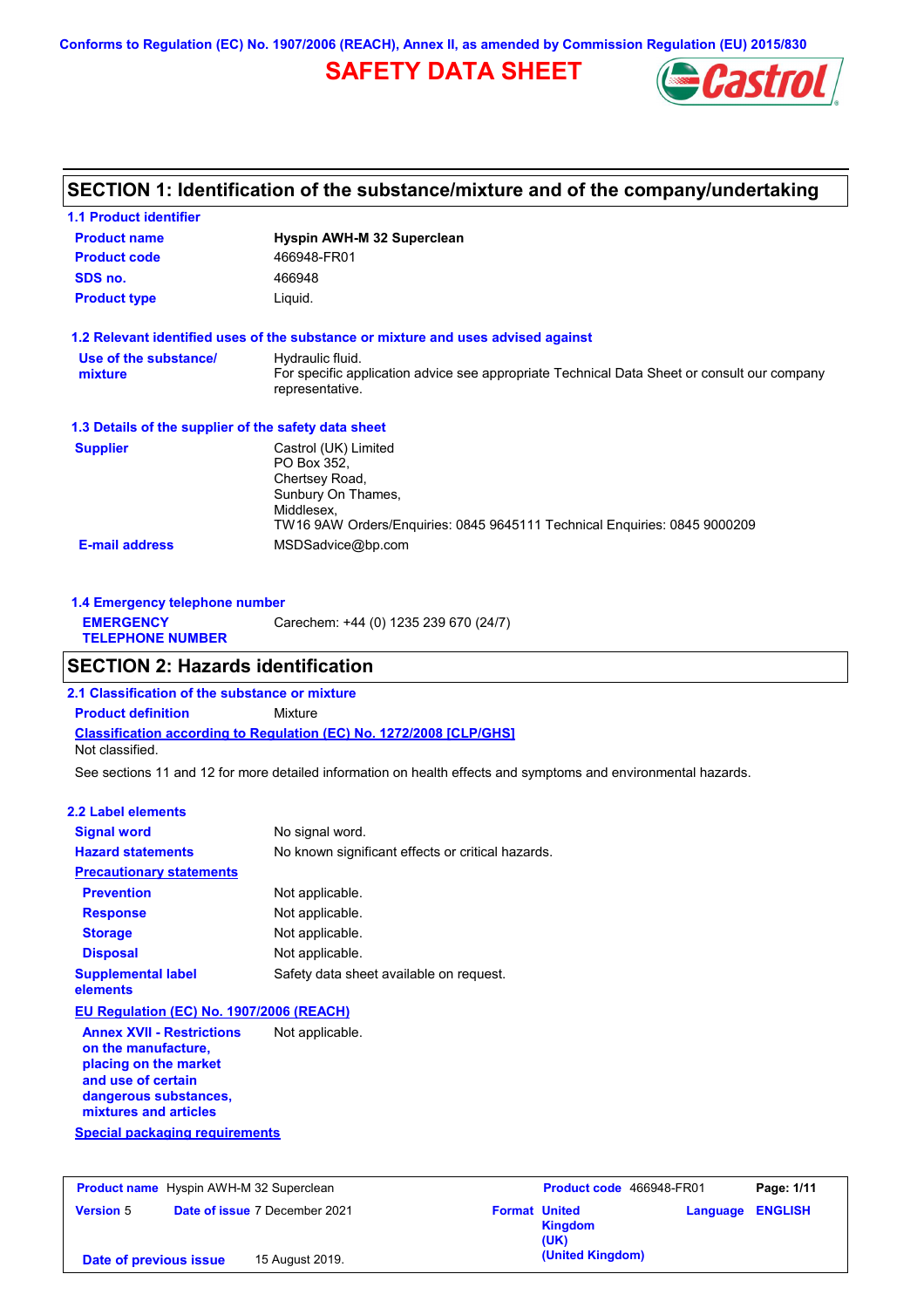Conforms to Regulation (EC) No. 1907/2006 (REACH), Annex II, as amended by Commission Regulation (EU) 2015/830

# SAFETY DATA SHEET

## SECTION 1: Identification of the substance/mixture and of the company/undertaking

### 1.1 Product identifier

| | |
|---|---|
| **Product name** | **Hyspin AWH-M 32 Superclean** |
| **Product code** | 466948-FR01 |
| **SDS no.** | 466948 |
| **Product type** | Liquid. |

### 1.2 Relevant identified uses of the substance or mixture and uses advised against

**Use of the substance/ mixture** Hydraulic fluid.
For specific application advice see appropriate Technical Data Sheet or consult our company representative.

### 1.3 Details of the supplier of the safety data sheet

**Supplier**
Castrol (UK) Limited
PO Box 352,
Chertsey Road,
Sunbury On Thames,
Middlesex,
TW16 9AW Orders/Enquiries: 0845 9645111 Technical Enquiries: 0845 9000209

**E-mail address** MSDSadvice@bp.com

### 1.4 Emergency telephone number

**EMERGENCY TELEPHONE NUMBER** Carechem: +44 (0) 1235 239 670 (24/7)

## SECTION 2: Hazards identification

### 2.1 Classification of the substance or mixture

**Product definition** Mixture

**Classification according to Regulation (EC) No. 1272/2008 [CLP/GHS]**
Not classified.

See sections 11 and 12 for more detailed information on health effects and symptoms and environmental hazards.

### 2.2 Label elements

| | |
|---|---|
| **Signal word** | No signal word. |
| **Hazard statements** | No known significant effects or critical hazards. |

**Precautionary statements**

| | |
|---|---|
| **Prevention** | Not applicable. |
| **Response** | Not applicable. |
| **Storage** | Not applicable. |
| **Disposal** | Not applicable. |
| **Supplemental label elements** | Safety data sheet available on request. |

**EU Regulation (EC) No. 1907/2006 (REACH)**

**Annex XVII - Restrictions on the manufacture, placing on the market and use of certain dangerous substances, mixtures and articles** Not applicable.

**Special packaging requirements**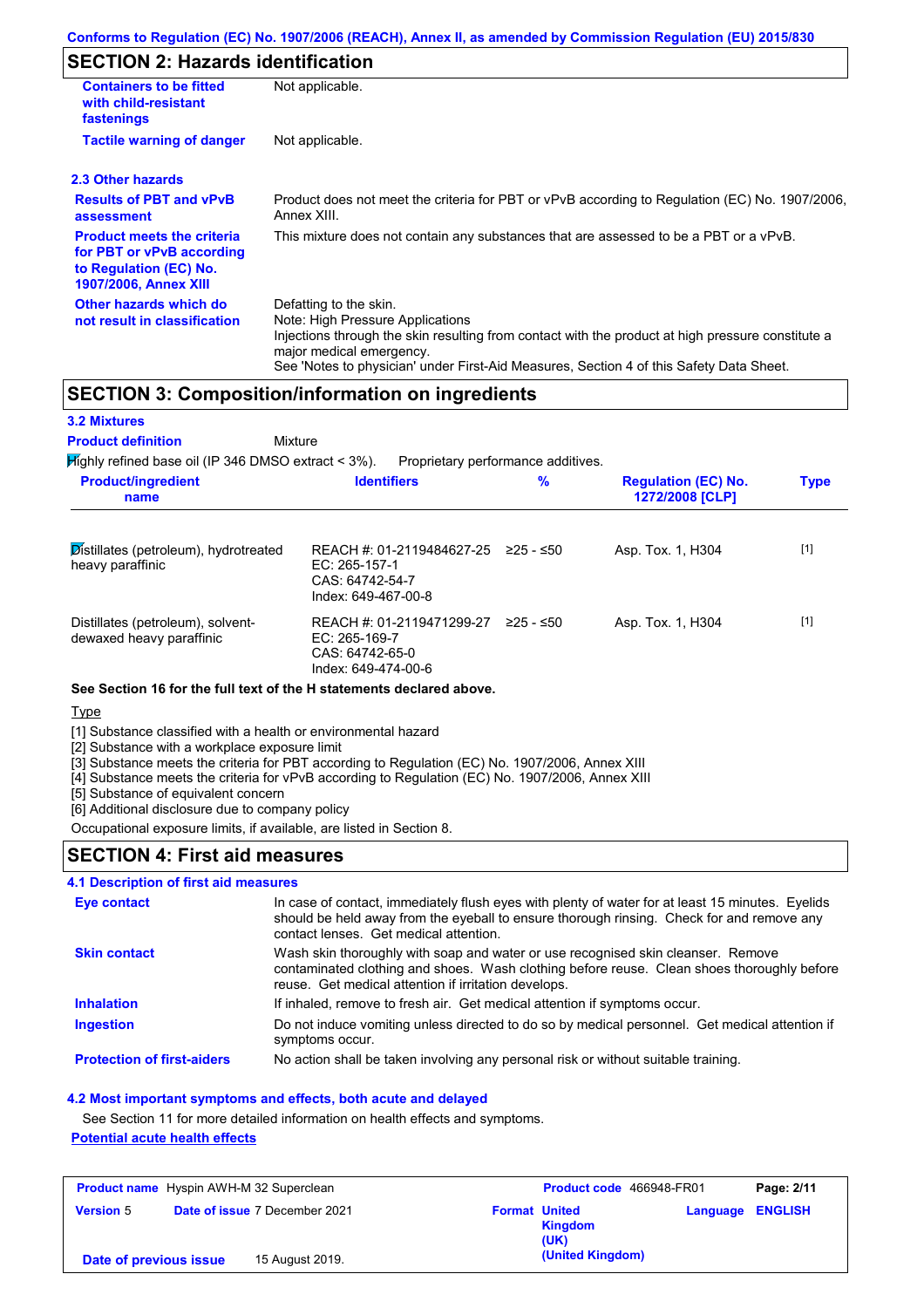## SECTION 2: Hazards identification

| | |
|---|---|
| **Containers to be fitted with child-resistant fastenings** | Not applicable. |
| **Tactile warning of danger** | Not applicable. |

### 2.3 Other hazards

| | |
|---|---|
| **Results of PBT and vPvB assessment** | Product does not meet the criteria for PBT or vPvB according to Regulation (EC) No. 1907/2006, Annex XIII. |
| **Product meets the criteria for PBT or vPvB according to Regulation (EC) No. 1907/2006, Annex XIII** | This mixture does not contain any substances that are assessed to be a PBT or a vPvB. |
| **Other hazards which do not result in classification** | Defatting to the skin.<br>Note: High Pressure Applications<br>Injections through the skin resulting from contact with the product at high pressure constitute a major medical emergency.<br>See 'Notes to physician' under First-Aid Measures, Section 4 of this Safety Data Sheet. |

## SECTION 3: Composition/information on ingredients

### 3.2 Mixtures

**Product definition** Mixture

Highly refined base oil (IP 346 DMSO extract < 3%). Proprietary performance additives.

| Product/ingredient name | Identifiers | % | Regulation (EC) No. 1272/2008 [CLP] | Type |
|---|---|---|---|---|
| Distillates (petroleum), hydrotreated heavy paraffinic | REACH #: 01-2119484627-25<br>EC: 265-157-1<br>CAS: 64742-54-7<br>Index: 649-467-00-8 | ≥25 - ≤50 | Asp. Tox. 1, H304 | [1] |
| Distillates (petroleum), solvent-dewaxed heavy paraffinic | REACH #: 01-2119471299-27<br>EC: 265-169-7<br>CAS: 64742-65-0<br>Index: 649-474-00-6 | ≥25 - ≤50 | Asp. Tox. 1, H304 | [1] |

**See Section 16 for the full text of the H statements declared above.**

Type

[1] Substance classified with a health or environmental hazard
[2] Substance with a workplace exposure limit
[3] Substance meets the criteria for PBT according to Regulation (EC) No. 1907/2006, Annex XIII
[4] Substance meets the criteria for vPvB according to Regulation (EC) No. 1907/2006, Annex XIII
[5] Substance of equivalent concern
[6] Additional disclosure due to company policy

Occupational exposure limits, if available, are listed in Section 8.

## SECTION 4: First aid measures

### 4.1 Description of first aid measures

| | |
|---|---|
| **Eye contact** | In case of contact, immediately flush eyes with plenty of water for at least 15 minutes. Eyelids should be held away from the eyeball to ensure thorough rinsing. Check for and remove any contact lenses. Get medical attention. |
| **Skin contact** | Wash skin thoroughly with soap and water or use recognised skin cleanser. Remove contaminated clothing and shoes. Wash clothing before reuse. Clean shoes thoroughly before reuse. Get medical attention if irritation develops. |
| **Inhalation** | If inhaled, remove to fresh air. Get medical attention if symptoms occur. |
| **Ingestion** | Do not induce vomiting unless directed to do so by medical personnel. Get medical attention if symptoms occur. |
| **Protection of first-aiders** | No action shall be taken involving any personal risk or without suitable training. |

### 4.2 Most important symptoms and effects, both acute and delayed

See Section 11 for more detailed information on health effects and symptoms.

**Potential acute health effects**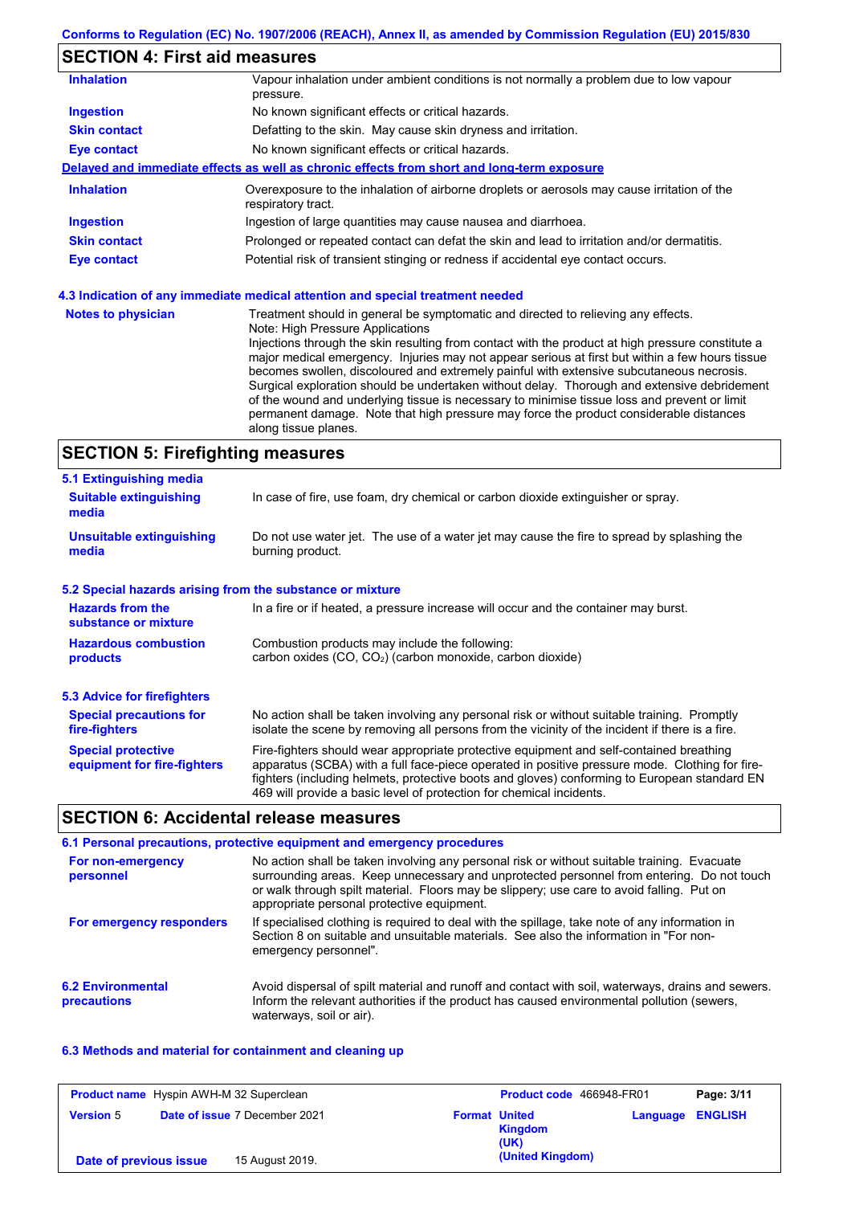## SECTION 4: First aid measures

| | |
|---|---|
| **Inhalation** | Vapour inhalation under ambient conditions is not normally a problem due to low vapour pressure. |
| **Ingestion** | No known significant effects or critical hazards. |
| **Skin contact** | Defatting to the skin. May cause skin dryness and irritation. |
| **Eye contact** | No known significant effects or critical hazards. |

**Delayed and immediate effects as well as chronic effects from short and long-term exposure**

| | |
|---|---|
| **Inhalation** | Overexposure to the inhalation of airborne droplets or aerosols may cause irritation of the respiratory tract. |
| **Ingestion** | Ingestion of large quantities may cause nausea and diarrhoea. |
| **Skin contact** | Prolonged or repeated contact can defat the skin and lead to irritation and/or dermatitis. |
| **Eye contact** | Potential risk of transient stinging or redness if accidental eye contact occurs. |

### 4.3 Indication of any immediate medical attention and special treatment needed

**Notes to physician**

Treatment should in general be symptomatic and directed to relieving any effects.
Note: High Pressure Applications
Injections through the skin resulting from contact with the product at high pressure constitute a major medical emergency. Injuries may not appear serious at first but within a few hours tissue becomes swollen, discoloured and extremely painful with extensive subcutaneous necrosis. Surgical exploration should be undertaken without delay. Thorough and extensive debridement of the wound and underlying tissue is necessary to minimise tissue loss and prevent or limit permanent damage. Note that high pressure may force the product considerable distances along tissue planes.

## SECTION 5: Firefighting measures

### 5.1 Extinguishing media

| | |
|---|---|
| **Suitable extinguishing media** | In case of fire, use foam, dry chemical or carbon dioxide extinguisher or spray. |
| **Unsuitable extinguishing media** | Do not use water jet. The use of a water jet may cause the fire to spread by splashing the burning product. |

### 5.2 Special hazards arising from the substance or mixture

| | |
|---|---|
| **Hazards from the substance or mixture** | In a fire or if heated, a pressure increase will occur and the container may burst. |
| **Hazardous combustion products** | Combustion products may include the following: carbon oxides (CO, $CO_2$) (carbon monoxide, carbon dioxide) |

### 5.3 Advice for firefighters

| | |
|---|---|
| **Special precautions for fire-fighters** | No action shall be taken involving any personal risk or without suitable training. Promptly isolate the scene by removing all persons from the vicinity of the incident if there is a fire. |
| **Special protective equipment for fire-fighters** | Fire-fighters should wear appropriate protective equipment and self-contained breathing apparatus (SCBA) with a full face-piece operated in positive pressure mode. Clothing for fire-fighters (including helmets, protective boots and gloves) conforming to European standard EN 469 will provide a basic level of protection for chemical incidents. |

## SECTION 6: Accidental release measures

### 6.1 Personal precautions, protective equipment and emergency procedures

| | |
|---|---|
| **For non-emergency personnel** | No action shall be taken involving any personal risk or without suitable training. Evacuate surrounding areas. Keep unnecessary and unprotected personnel from entering. Do not touch or walk through spilt material. Floors may be slippery; use care to avoid falling. Put on appropriate personal protective equipment. |
| **For emergency responders** | If specialised clothing is required to deal with the spillage, take note of any information in Section 8 on suitable and unsuitable materials. See also the information in "For non-emergency personnel". |

| | |
|---|---|
| **6.2 Environmental precautions** | Avoid dispersal of spilt material and runoff and contact with soil, waterways, drains and sewers. Inform the relevant authorities if the product has caused environmental pollution (sewers, waterways, soil or air). |

### 6.3 Methods and material for containment and cleaning up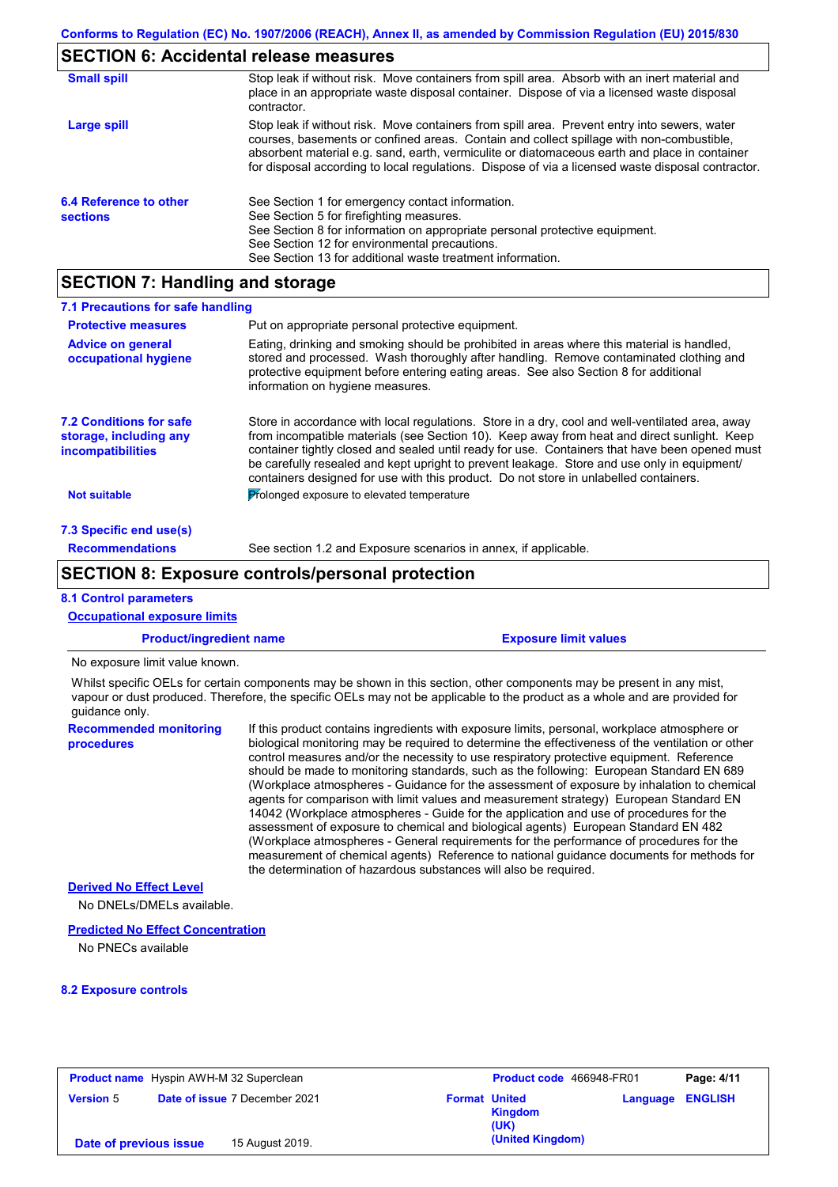## SECTION 6: Accidental release measures

**Small spill**

Stop leak if without risk. Move containers from spill area. Absorb with an inert material and place in an appropriate waste disposal container. Dispose of via a licensed waste disposal contractor.

**Large spill**

Stop leak if without risk. Move containers from spill area. Prevent entry into sewers, water courses, basements or confined areas. Contain and collect spillage with non-combustible, absorbent material e.g. sand, earth, vermiculite or diatomaceous earth and place in container for disposal according to local regulations. Dispose of via a licensed waste disposal contractor.

**6.4 Reference to other sections**

See Section 1 for emergency contact information.
See Section 5 for firefighting measures.
See Section 8 for information on appropriate personal protective equipment.
See Section 12 for environmental precautions.
See Section 13 for additional waste treatment information.

## SECTION 7: Handling and storage

### 7.1 Precautions for safe handling

**Protective measures**

Put on appropriate personal protective equipment.

**Advice on general occupational hygiene**

Eating, drinking and smoking should be prohibited in areas where this material is handled, stored and processed. Wash thoroughly after handling. Remove contaminated clothing and protective equipment before entering eating areas. See also Section 8 for additional information on hygiene measures.

**7.2 Conditions for safe storage, including any incompatibilities**

Store in accordance with local regulations. Store in a dry, cool and well-ventilated area, away from incompatible materials (see Section 10). Keep away from heat and direct sunlight. Keep container tightly closed and sealed until ready for use. Containers that have been opened must be carefully resealed and kept upright to prevent leakage. Store and use only in equipment/ containers designed for use with this product. Do not store in unlabelled containers.

**Not suitable**

Prolonged exposure to elevated temperature

### 7.3 Specific end use(s)

**Recommendations**

See section 1.2 and Exposure scenarios in annex, if applicable.

## SECTION 8: Exposure controls/personal protection

### 8.1 Control parameters

**Occupational exposure limits**

| Product/ingredient name | Exposure limit values |
|---|---|

No exposure limit value known.

Whilst specific OELs for certain components may be shown in this section, other components may be present in any mist, vapour or dust produced. Therefore, the specific OELs may not be applicable to the product as a whole and are provided for guidance only.

**Recommended monitoring procedures**

If this product contains ingredients with exposure limits, personal, workplace atmosphere or biological monitoring may be required to determine the effectiveness of the ventilation or other control measures and/or the necessity to use respiratory protective equipment. Reference should be made to monitoring standards, such as the following: European Standard EN 689 (Workplace atmospheres - Guidance for the assessment of exposure by inhalation to chemical agents for comparison with limit values and measurement strategy) European Standard EN 14042 (Workplace atmospheres - Guide for the application and use of procedures for the assessment of exposure to chemical and biological agents) European Standard EN 482 (Workplace atmospheres - General requirements for the performance of procedures for the measurement of chemical agents) Reference to national guidance documents for methods for the determination of hazardous substances will also be required.

**Derived No Effect Level**

No DNELs/DMELs available.

**Predicted No Effect Concentration**

No PNECs available

### 8.2 Exposure controls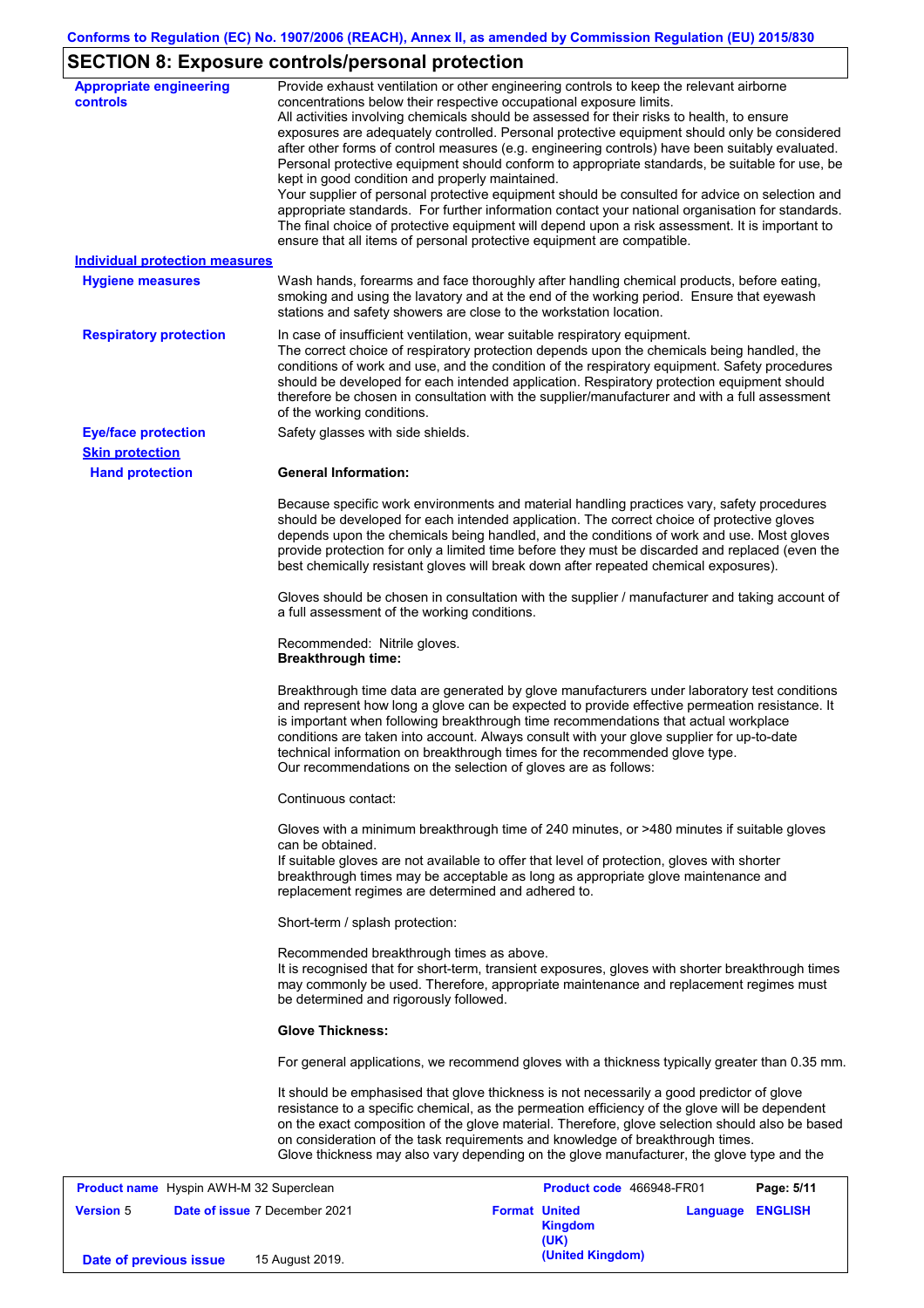## SECTION 8: Exposure controls/personal protection

**Appropriate engineering controls**

Provide exhaust ventilation or other engineering controls to keep the relevant airborne concentrations below their respective occupational exposure limits.
All activities involving chemicals should be assessed for their risks to health, to ensure exposures are adequately controlled. Personal protective equipment should only be considered after other forms of control measures (e.g. engineering controls) have been suitably evaluated. Personal protective equipment should conform to appropriate standards, be suitable for use, be kept in good condition and properly maintained.
Your supplier of personal protective equipment should be consulted for advice on selection and appropriate standards. For further information contact your national organisation for standards. The final choice of protective equipment will depend upon a risk assessment. It is important to ensure that all items of personal protective equipment are compatible.

**Individual protection measures**

**Hygiene measures**

Wash hands, forearms and face thoroughly after handling chemical products, before eating, smoking and using the lavatory and at the end of the working period. Ensure that eyewash stations and safety showers are close to the workstation location.

**Respiratory protection**

In case of insufficient ventilation, wear suitable respiratory equipment.
The correct choice of respiratory protection depends upon the chemicals being handled, the conditions of work and use, and the condition of the respiratory equipment. Safety procedures should be developed for each intended application. Respiratory protection equipment should therefore be chosen in consultation with the supplier/manufacturer and with a full assessment of the working conditions.

**Eye/face protection**

Safety glasses with side shields.

**Skin protection**

**Hand protection**

**General Information:**

Because specific work environments and material handling practices vary, safety procedures should be developed for each intended application. The correct choice of protective gloves depends upon the chemicals being handled, and the conditions of work and use. Most gloves provide protection for only a limited time before they must be discarded and replaced (even the best chemically resistant gloves will break down after repeated chemical exposures).

Gloves should be chosen in consultation with the supplier / manufacturer and taking account of a full assessment of the working conditions.

Recommended: Nitrile gloves.
**Breakthrough time:**

Breakthrough time data are generated by glove manufacturers under laboratory test conditions and represent how long a glove can be expected to provide effective permeation resistance. It is important when following breakthrough time recommendations that actual workplace conditions are taken into account. Always consult with your glove supplier for up-to-date technical information on breakthrough times for the recommended glove type.
Our recommendations on the selection of gloves are as follows:

Continuous contact:

Gloves with a minimum breakthrough time of 240 minutes, or >480 minutes if suitable gloves can be obtained.
If suitable gloves are not available to offer that level of protection, gloves with shorter breakthrough times may be acceptable as long as appropriate glove maintenance and replacement regimes are determined and adhered to.

Short-term / splash protection:

Recommended breakthrough times as above.
It is recognised that for short-term, transient exposures, gloves with shorter breakthrough times may commonly be used. Therefore, appropriate maintenance and replacement regimes must be determined and rigorously followed.

**Glove Thickness:**

For general applications, we recommend gloves with a thickness typically greater than 0.35 mm.

It should be emphasised that glove thickness is not necessarily a good predictor of glove resistance to a specific chemical, as the permeation efficiency of the glove will be dependent on the exact composition of the glove material. Therefore, glove selection should also be based on consideration of the task requirements and knowledge of breakthrough times.
Glove thickness may also vary depending on the glove manufacturer, the glove type and the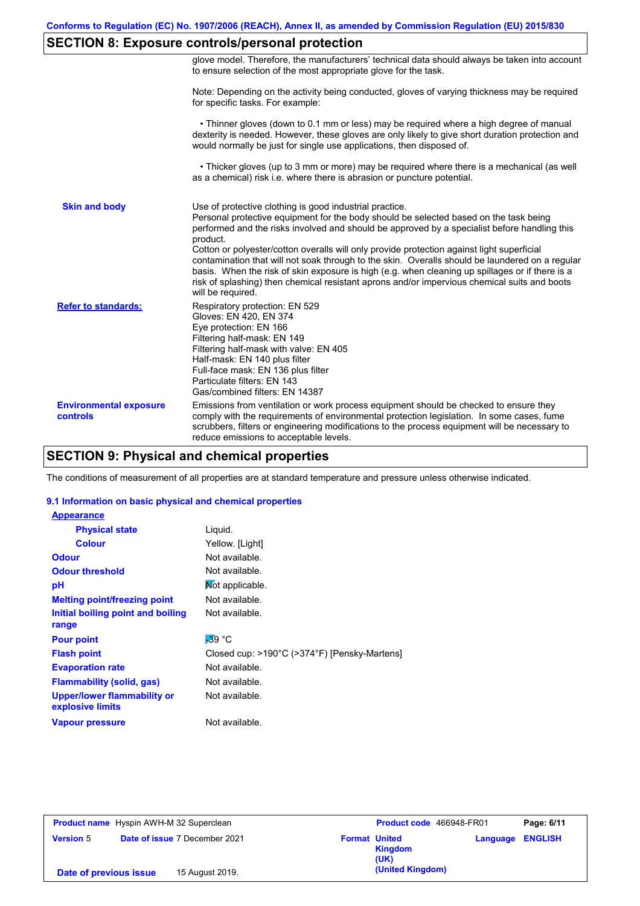## SECTION 8: Exposure controls/personal protection

glove model. Therefore, the manufacturers' technical data should always be taken into account to ensure selection of the most appropriate glove for the task.

Note: Depending on the activity being conducted, gloves of varying thickness may be required for specific tasks. For example:

• Thinner gloves (down to 0.1 mm or less) may be required where a high degree of manual dexterity is needed. However, these gloves are only likely to give short duration protection and would normally be just for single use applications, then disposed of.

• Thicker gloves (up to 3 mm or more) may be required where there is a mechanical (as well as a chemical) risk i.e. where there is abrasion or puncture potential.

| | |
|---|---|
| **Skin and body** | Use of protective clothing is good industrial practice. Personal protective equipment for the body should be selected based on the task being performed and the risks involved and should be approved by a specialist before handling this product. Cotton or polyester/cotton overalls will only provide protection against light superficial contamination that will not soak through to the skin. Overalls should be laundered on a regular basis. When the risk of skin exposure is high (e.g. when cleaning up spillages or if there is a risk of splashing) then chemical resistant aprons and/or impervious chemical suits and boots will be required. |
| **Refer to standards:** | Respiratory protection: EN 529<br>Gloves: EN 420, EN 374<br>Eye protection: EN 166<br>Filtering half-mask: EN 149<br>Filtering half-mask with valve: EN 405<br>Half-mask: EN 140 plus filter<br>Full-face mask: EN 136 plus filter<br>Particulate filters: EN 143<br>Gas/combined filters: EN 14387 |
| **Environmental exposure controls** | Emissions from ventilation or work process equipment should be checked to ensure they comply with the requirements of environmental protection legislation. In some cases, fume scrubbers, filters or engineering modifications to the process equipment will be necessary to reduce emissions to acceptable levels. |

## SECTION 9: Physical and chemical properties

The conditions of measurement of all properties are at standard temperature and pressure unless otherwise indicated.

### 9.1 Information on basic physical and chemical properties

| | |
|---|---|
| **Appearance** | |
| **Physical state** | Liquid. |
| **Colour** | Yellow. [Light] |
| **Odour** | Not available. |
| **Odour threshold** | Not available. |
| **pH** | Not applicable. |
| **Melting point/freezing point** | Not available. |
| **Initial boiling point and boiling range** | Not available. |
| **Pour point** | -39 °C |
| **Flash point** | Closed cup: >190°C (>374°F) [Pensky-Martens] |
| **Evaporation rate** | Not available. |
| **Flammability (solid, gas)** | Not available. |
| **Upper/lower flammability or explosive limits** | Not available. |
| **Vapour pressure** | Not available. |

| | | | |
|---|---|---|---|
| **Product name** Hyspin AWH-M 32 Superclean | | **Product code** 466948-FR01 | |
| **Version** 5 | **Date of issue** 7 December 2021 | **Format** United Kingdom (UK) (United Kingdom) | **Language** ENGLISH |
| **Date of previous issue** | 15 August 2019. | | |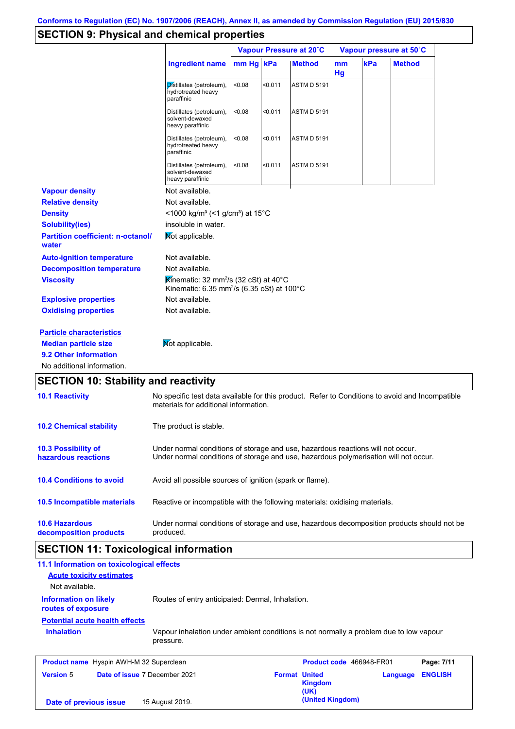Conforms to Regulation (EC) No. 1907/2006 (REACH), Annex II, as amended by Commission Regulation (EU) 2015/830

## SECTION 9: Physical and chemical properties

| Ingredient name | Vapour Pressure at 20˚C | | | Vapour pressure at 50˚C | | |
|---|---|---|---|---|---|---|
| | mm Hg | kPa | Method | mm Hg | kPa | Method |
| Distillates (petroleum), hydrotreated heavy paraffinic | <0.08 | <0.011 | ASTM D 5191 | | | |
| Distillates (petroleum), solvent-dewaxed heavy paraffinic | <0.08 | <0.011 | ASTM D 5191 | | | |
| Distillates (petroleum), hydrotreated heavy paraffinic | <0.08 | <0.011 | ASTM D 5191 | | | |
| Distillates (petroleum), solvent-dewaxed heavy paraffinic | <0.08 | <0.011 | ASTM D 5191 | | | |

**Vapour density**: Not available.

**Relative density**: Not available.

**Density**: <1000 kg/m³ (<1 g/cm³) at 15°C

**Solubility(ies)**: insoluble in water.

**Partition coefficient: n-octanol/water**: Not applicable.

**Auto-ignition temperature**: Not available.

**Decomposition temperature**: Not available.

**Viscosity**: Kinematic: 32 mm²/s (32 cSt) at 40°C
Kinematic: 6.35 mm²/s (6.35 cSt) at 100°C

**Explosive properties**: Not available.

**Oxidising properties**: Not available.

**Particle characteristics**

**Median particle size**: Not applicable.

**9.2 Other information**

No additional information.

## SECTION 10: Stability and reactivity

**10.1 Reactivity**: No specific test data available for this product. Refer to Conditions to avoid and Incompatible materials for additional information.

**10.2 Chemical stability**: The product is stable.

**10.3 Possibility of hazardous reactions**: Under normal conditions of storage and use, hazardous reactions will not occur.
Under normal conditions of storage and use, hazardous polymerisation will not occur.

**10.4 Conditions to avoid**: Avoid all possible sources of ignition (spark or flame).

**10.5 Incompatible materials**: Reactive or incompatible with the following materials: oxidising materials.

**10.6 Hazardous decomposition products**: Under normal conditions of storage and use, hazardous decomposition products should not be produced.

## SECTION 11: Toxicological information

**11.1 Information on toxicological effects**

**Acute toxicity estimates**

Not available.

**Information on likely routes of exposure**: Routes of entry anticipated: Dermal, Inhalation.

**Potential acute health effects**

**Inhalation**: Vapour inhalation under ambient conditions is not normally a problem due to low vapour pressure.

| Product name | Hyspin AWH-M 32 Superclean | Product code | 466948-FR01 | Page: 7/11 |
|---|---|---|---|---|
| Version | 5 | Date of issue | 7 December 2021 | Format: United Kingdom (UK) (United Kingdom) |
| Date of previous issue | 15 August 2019. | Language | ENGLISH | |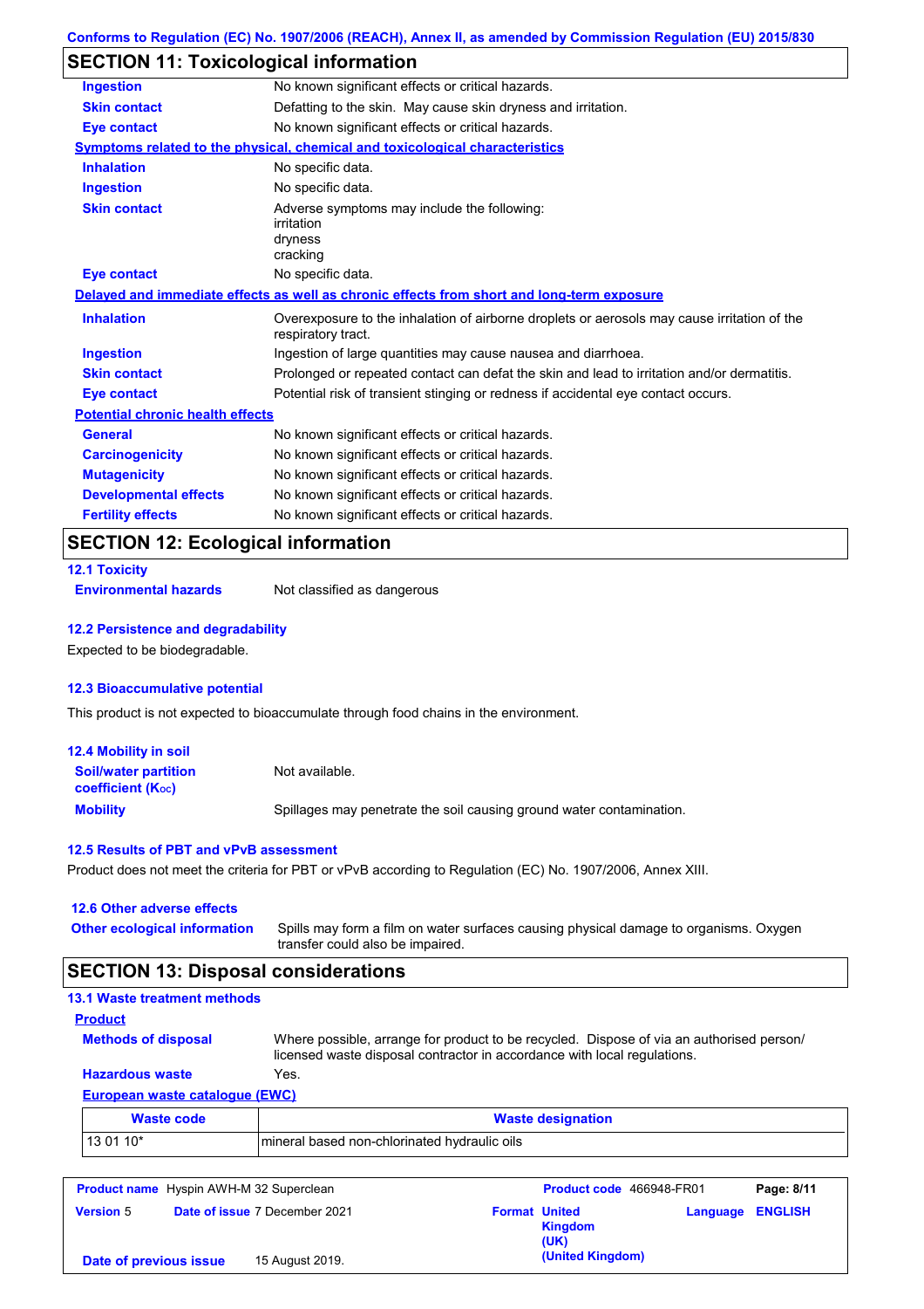## SECTION 11: Toxicological information

| | |
|---|---|
| **Ingestion** | No known significant effects or critical hazards. |
| **Skin contact** | Defatting to the skin. May cause skin dryness and irritation. |
| **Eye contact** | No known significant effects or critical hazards. |

**Symptoms related to the physical, chemical and toxicological characteristics**

| | |
|---|---|
| **Inhalation** | No specific data. |
| **Ingestion** | No specific data. |
| **Skin contact** | Adverse symptoms may include the following: irritation dryness cracking |
| **Eye contact** | No specific data. |

**Delayed and immediate effects as well as chronic effects from short and long-term exposure**

| | |
|---|---|
| **Inhalation** | Overexposure to the inhalation of airborne droplets or aerosols may cause irritation of the respiratory tract. |
| **Ingestion** | Ingestion of large quantities may cause nausea and diarrhoea. |
| **Skin contact** | Prolonged or repeated contact can defat the skin and lead to irritation and/or dermatitis. |
| **Eye contact** | Potential risk of transient stinging or redness if accidental eye contact occurs. |

**Potential chronic health effects**

| | |
|---|---|
| **General** | No known significant effects or critical hazards. |
| **Carcinogenicity** | No known significant effects or critical hazards. |
| **Mutagenicity** | No known significant effects or critical hazards. |
| **Developmental effects** | No known significant effects or critical hazards. |
| **Fertility effects** | No known significant effects or critical hazards. |

## SECTION 12: Ecological information

### 12.1 Toxicity

**Environmental hazards** Not classified as dangerous

### 12.2 Persistence and degradability

Expected to be biodegradable.

### 12.3 Bioaccumulative potential

This product is not expected to bioaccumulate through food chains in the environment.

### 12.4 Mobility in soil

| | |
|---|---|
| **Soil/water partition coefficient ($K_{OC}$)** | Not available. |
| **Mobility** | Spillages may penetrate the soil causing ground water contamination. |

### 12.5 Results of PBT and vPvB assessment

Product does not meet the criteria for PBT or vPvB according to Regulation (EC) No. 1907/2006, Annex XIII.

### 12.6 Other adverse effects

**Other ecological information** Spills may form a film on water surfaces causing physical damage to organisms. Oxygen transfer could also be impaired.

## SECTION 13: Disposal considerations

### 13.1 Waste treatment methods

**Product**

| | |
|---|---|
| **Methods of disposal** | Where possible, arrange for product to be recycled. Dispose of via an authorised person/ licensed waste disposal contractor in accordance with local regulations. |
| **Hazardous waste** | Yes. |

**European waste catalogue (EWC)**

| Waste code | Waste designation |
|---|---|
| 13 01 10* | mineral based non-chlorinated hydraulic oils |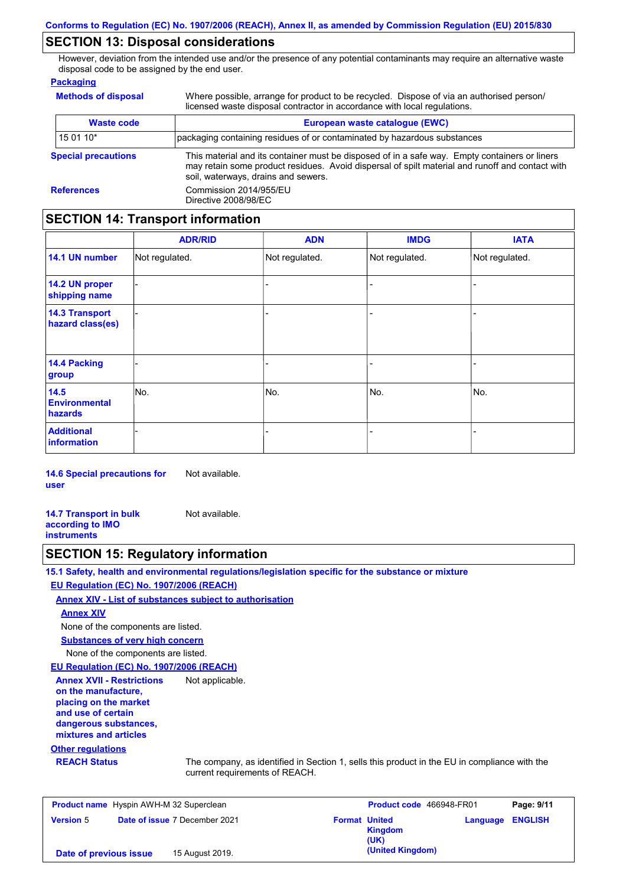## SECTION 13: Disposal considerations

However, deviation from the intended use and/or the presence of any potential contaminants may require an alternative waste disposal code to be assigned by the end user.

**Packaging**

**Methods of disposal**: Where possible, arrange for product to be recycled. Dispose of via an authorised person/ licensed waste disposal contractor in accordance with local regulations.

| Waste code | European waste catalogue (EWC) |
|---|---|
| 15 01 10* | packaging containing residues of or contaminated by hazardous substances |

**Special precautions**: This material and its container must be disposed of in a safe way. Empty containers or liners may retain some product residues. Avoid dispersal of spilt material and runoff and contact with soil, waterways, drains and sewers.

**References**: Commission 2014/955/EU
Directive 2008/98/EC

## SECTION 14: Transport information

| | ADR/RID | ADN | IMDG | IATA |
|---|---|---|---|---|
| 14.1 UN number | Not regulated. | Not regulated. | Not regulated. | Not regulated. |
| 14.2 UN proper shipping name | - | - | - | - |
| 14.3 Transport hazard class(es) | - | - | - | - |
| 14.4 Packing group | - | - | - | - |
| 14.5 Environmental hazards | No. | No. | No. | No. |
| Additional information | - | - | - | - |

**14.6 Special precautions for user**: Not available.

**14.7 Transport in bulk according to IMO instruments**: Not available.

## SECTION 15: Regulatory information

**15.1 Safety, health and environmental regulations/legislation specific for the substance or mixture**

**EU Regulation (EC) No. 1907/2006 (REACH)**

**Annex XIV - List of substances subject to authorisation**

**Annex XIV**

None of the components are listed.

**Substances of very high concern**

None of the components are listed.

**EU Regulation (EC) No. 1907/2006 (REACH)**

**Annex XVII - Restrictions on the manufacture, placing on the market and use of certain dangerous substances, mixtures and articles**: Not applicable.

**Other regulations**

**REACH Status**: The company, as identified in Section 1, sells this product in the EU in compliance with the current requirements of REACH.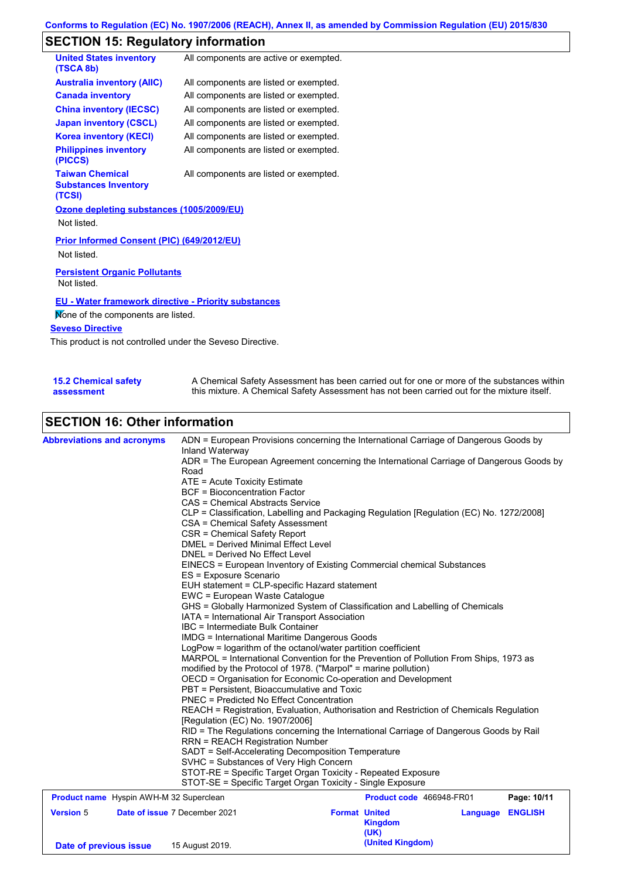## SECTION 15: Regulatory information

| | |
|---|---|
| **United States inventory (TSCA 8b)** | All components are active or exempted. |
| **Australia inventory (AIIC)** | All components are listed or exempted. |
| **Canada inventory** | All components are listed or exempted. |
| **China inventory (IECSC)** | All components are listed or exempted. |
| **Japan inventory (CSCL)** | All components are listed or exempted. |
| **Korea inventory (KECI)** | All components are listed or exempted. |
| **Philippines inventory (PICCS)** | All components are listed or exempted. |
| **Taiwan Chemical Substances Inventory (TCSI)** | All components are listed or exempted. |

**Ozone depleting substances (1005/2009/EU)**

Not listed.

**Prior Informed Consent (PIC) (649/2012/EU)**

Not listed.

**Persistent Organic Pollutants**

Not listed.

**EU - Water framework directive - Priority substances**

None of the components are listed.

**Seveso Directive**

This product is not controlled under the Seveso Directive.

**15.2 Chemical safety assessment**

A Chemical Safety Assessment has been carried out for one or more of the substances within this mixture. A Chemical Safety Assessment has not been carried out for the mixture itself.

## SECTION 16: Other information

**Abbreviations and acronyms**

ADN = European Provisions concerning the International Carriage of Dangerous Goods by Inland Waterway
ADR = The European Agreement concerning the International Carriage of Dangerous Goods by Road
ATE = Acute Toxicity Estimate
BCF = Bioconcentration Factor
CAS = Chemical Abstracts Service
CLP = Classification, Labelling and Packaging Regulation [Regulation (EC) No. 1272/2008]
CSA = Chemical Safety Assessment
CSR = Chemical Safety Report
DMEL = Derived Minimal Effect Level
DNEL = Derived No Effect Level
EINECS = European Inventory of Existing Commercial chemical Substances
ES = Exposure Scenario
EUH statement = CLP-specific Hazard statement
EWC = European Waste Catalogue
GHS = Globally Harmonized System of Classification and Labelling of Chemicals
IATA = International Air Transport Association
IBC = Intermediate Bulk Container
IMDG = International Maritime Dangerous Goods
LogPow = logarithm of the octanol/water partition coefficient
MARPOL = International Convention for the Prevention of Pollution From Ships, 1973 as modified by the Protocol of 1978. ("Marpol" = marine pollution)
OECD = Organisation for Economic Co-operation and Development
PBT = Persistent, Bioaccumulative and Toxic
PNEC = Predicted No Effect Concentration
REACH = Registration, Evaluation, Authorisation and Restriction of Chemicals Regulation [Regulation (EC) No. 1907/2006]
RID = The Regulations concerning the International Carriage of Dangerous Goods by Rail
RRN = REACH Registration Number
SADT = Self-Accelerating Decomposition Temperature
SVHC = Substances of Very High Concern
STOT-RE = Specific Target Organ Toxicity - Repeated Exposure
STOT-SE = Specific Target Organ Toxicity - Single Exposure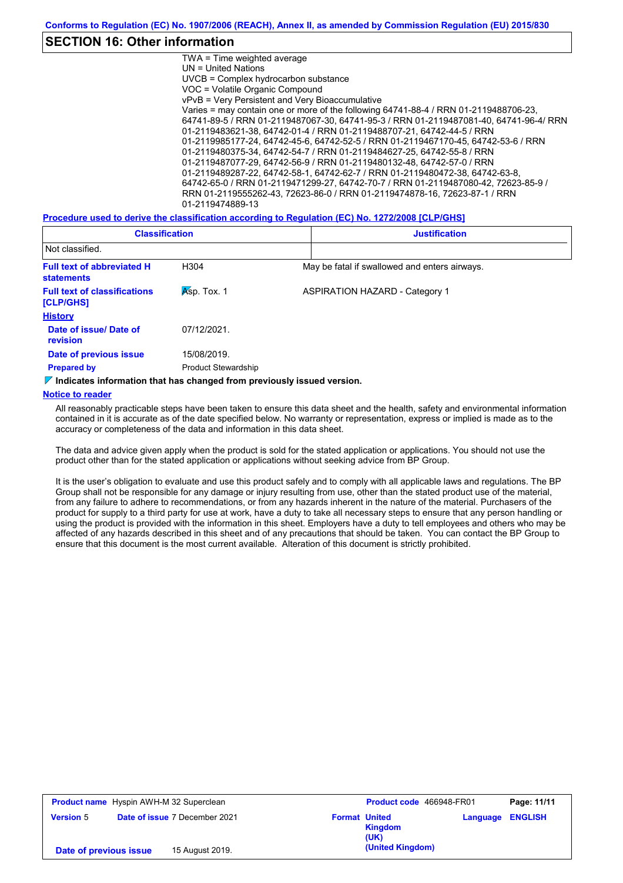## SECTION 16: Other information

TWA = Time weighted average
UN = United Nations
UVCB = Complex hydrocarbon substance
VOC = Volatile Organic Compound
vPvB = Very Persistent and Very Bioaccumulative
Varies = may contain one or more of the following 64741-88-4 / RRN 01-2119488706-23, 64741-89-5 / RRN 01-2119487067-30, 64741-95-3 / RRN 01-2119487081-40, 64741-96-4/ RRN 01-2119483621-38, 64742-01-4 / RRN 01-2119488707-21, 64742-44-5 / RRN 01-2119985177-24, 64742-45-6, 64742-52-5 / RRN 01-2119467170-45, 64742-53-6 / RRN 01-2119480375-34, 64742-54-7 / RRN 01-2119484627-25, 64742-55-8 / RRN 01-2119487077-29, 64742-56-9 / RRN 01-2119480132-48, 64742-57-0 / RRN 01-2119489287-22, 64742-58-1, 64742-62-7 / RRN 01-2119480472-38, 64742-63-8, 64742-65-0 / RRN 01-2119471299-27, 64742-70-7 / RRN 01-2119487080-42, 72623-85-9 / RRN 01-2119555262-43, 72623-86-0 / RRN 01-2119474878-16, 72623-87-1 / RRN 01-2119474889-13

**Procedure used to derive the classification according to Regulation (EC) No. 1272/2008 [CLP/GHS]**

| Classification | Justification |
| --- | --- |
| Not classified. | |

**Full text of abbreviated H statements** H304 May be fatal if swallowed and enters airways.

**Full text of classifications [CLP/GHS]** Asp. Tox. 1 ASPIRATION HAZARD - Category 1

**History**

**Date of issue/ Date of revision** 07/12/2021.

**Date of previous issue** 15/08/2019.

**Prepared by** Product Stewardship

**Indicates information that has changed from previously issued version.**

**Notice to reader**

All reasonably practicable steps have been taken to ensure this data sheet and the health, safety and environmental information contained in it is accurate as of the date specified below. No warranty or representation, express or implied is made as to the accuracy or completeness of the data and information in this data sheet.

The data and advice given apply when the product is sold for the stated application or applications. You should not use the product other than for the stated application or applications without seeking advice from BP Group.

It is the user's obligation to evaluate and use this product safely and to comply with all applicable laws and regulations. The BP Group shall not be responsible for any damage or injury resulting from use, other than the stated product use of the material, from any failure to adhere to recommendations, or from any hazards inherent in the nature of the material. Purchasers of the product for supply to a third party for use at work, have a duty to take all necessary steps to ensure that any person handling or using the product is provided with the information in this sheet. Employers have a duty to tell employees and others who may be affected of any hazards described in this sheet and of any precautions that should be taken. You can contact the BP Group to ensure that this document is the most current available. Alteration of this document is strictly prohibited.